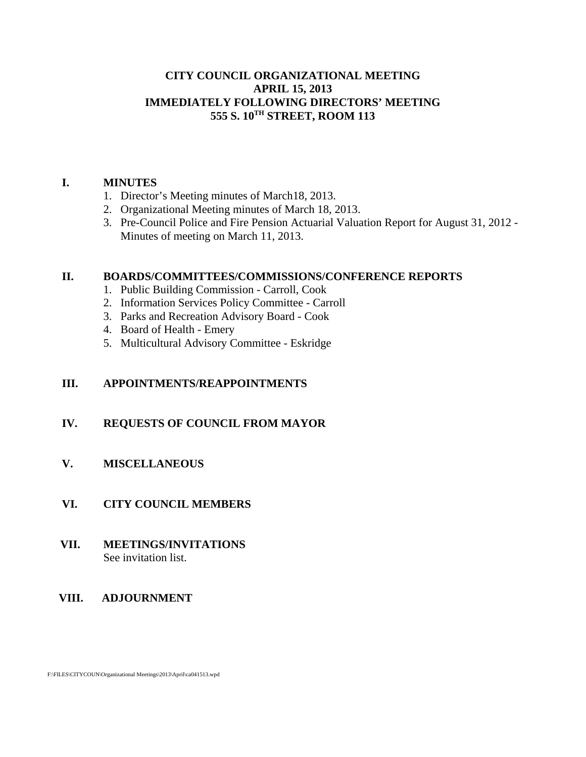# CITY COUNCIL ORGANIZATIONAL MEETING
# APRIL 15, 2013
# IMMEDIATELY FOLLOWING DIRECTORS' MEETING
# 555 S. 10TH STREET, ROOM 113

## I. MINUTES

1. Director's Meeting minutes of March18, 2013.
2. Organizational Meeting minutes of March 18, 2013.
3. Pre-Council Police and Fire Pension Actuarial Valuation Report for August 31, 2012 - Minutes of meeting on March 11, 2013.

## II. BOARDS/COMMITTEES/COMMISSIONS/CONFERENCE REPORTS

1. Public Building Commission - Carroll, Cook
2. Information Services Policy Committee - Carroll
3. Parks and Recreation Advisory Board - Cook
4. Board of Health - Emery
5. Multicultural Advisory Committee - Eskridge

## III. APPOINTMENTS/REAPPOINTMENTS

## IV. REQUESTS OF COUNCIL FROM MAYOR

## V. MISCELLANEOUS

## VI. CITY COUNCIL MEMBERS

## VII. MEETINGS/INVITATIONS

See invitation list.

## VIII. ADJOURNMENT

F:\FILES\CITYCOUN\Organizational Meetings\2013\April\ca041513.wpd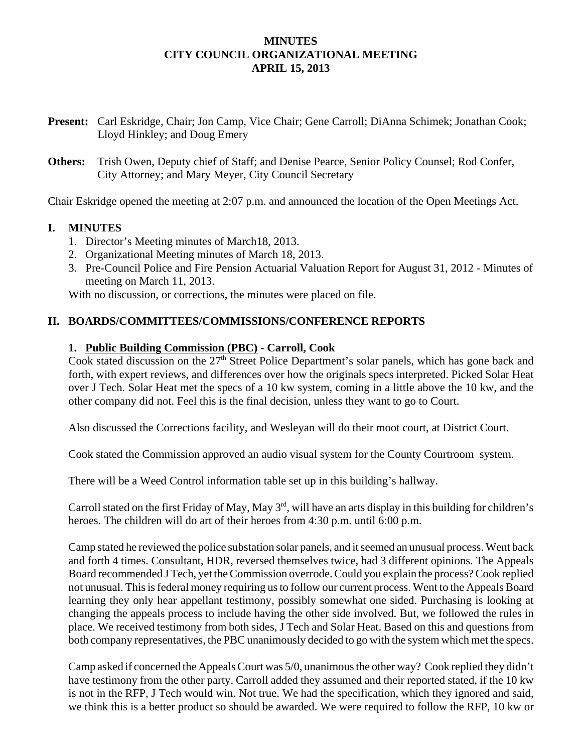**MINUTES**
**CITY COUNCIL ORGANIZATIONAL MEETING**
**APRIL 15, 2013**

**Present:** Carl Eskridge, Chair; Jon Camp, Vice Chair; Gene Carroll; DiAnna Schimek; Jonathan Cook; Lloyd Hinkley; and Doug Emery

**Others:** Trish Owen, Deputy chief of Staff; and Denise Pearce, Senior Policy Counsel; Rod Confer, City Attorney; and Mary Meyer, City Council Secretary

Chair Eskridge opened the meeting at 2:07 p.m. and announced the location of the Open Meetings Act.

## I. MINUTES

1. Director's Meeting minutes of March18, 2013.
2. Organizational Meeting minutes of March 18, 2013.
3. Pre-Council Police and Fire Pension Actuarial Valuation Report for August 31, 2012 - Minutes of meeting on March 11, 2013.

With no discussion, or corrections, the minutes were placed on file.

## II. BOARDS/COMMITTEES/COMMISSIONS/CONFERENCE REPORTS

### 1. Public Building Commission (PBC) - Carroll, Cook

Cook stated discussion on the 27th Street Police Department's solar panels, which has gone back and forth, with expert reviews, and differences over how the originals specs interpreted. Picked Solar Heat over J Tech. Solar Heat met the specs of a 10 kw system, coming in a little above the 10 kw, and the other company did not. Feel this is the final decision, unless they want to go to Court.

Also discussed the Corrections facility, and Wesleyan will do their moot court, at District Court.

Cook stated the Commission approved an audio visual system for the County Courtroom system.

There will be a Weed Control information table set up in this building's hallway.

Carroll stated on the first Friday of May, May 3rd, will have an arts display in this building for children's heroes. The children will do art of their heroes from 4:30 p.m. until 6:00 p.m.

Camp stated he reviewed the police substation solar panels, and it seemed an unusual process. Went back and forth 4 times. Consultant, HDR, reversed themselves twice, had 3 different opinions. The Appeals Board recommended J Tech, yet the Commission overrode. Could you explain the process? Cook replied not unusual. This is federal money requiring us to follow our current process. Went to the Appeals Board learning they only hear appellant testimony, possibly somewhat one sided. Purchasing is looking at changing the appeals process to include having the other side involved. But, we followed the rules in place. We received testimony from both sides, J Tech and Solar Heat. Based on this and questions from both company representatives, the PBC unanimously decided to go with the system which met the specs.

Camp asked if concerned the Appeals Court was 5/0, unanimous the other way? Cook replied they didn't have testimony from the other party. Carroll added they assumed and their reported stated, if the 10 kw is not in the RFP, J Tech would win. Not true. We had the specification, which they ignored and said, we think this is a better product so should be awarded. We were required to follow the RFP, 10 kw or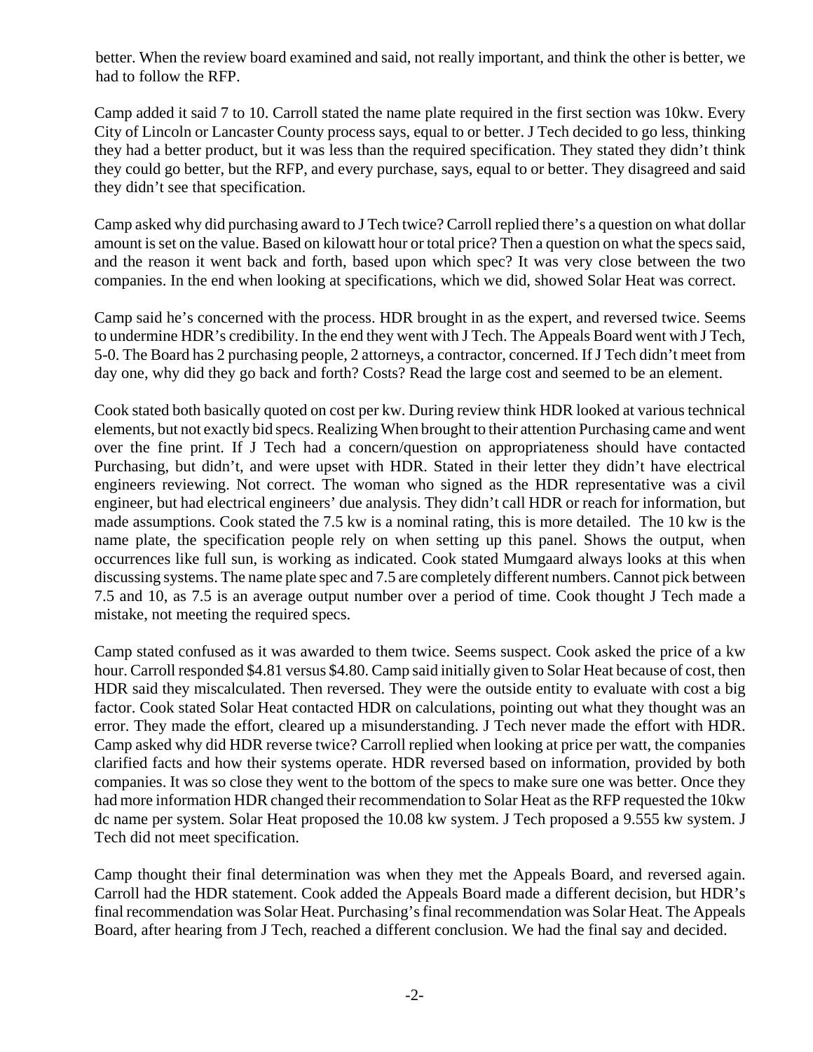better. When the review board examined and said, not really important, and think the other is better, we had to follow the RFP.

Camp added it said 7 to 10. Carroll stated the name plate required in the first section was 10kw. Every City of Lincoln or Lancaster County process says, equal to or better. J Tech decided to go less, thinking they had a better product, but it was less than the required specification. They stated they didn't think they could go better, but the RFP, and every purchase, says, equal to or better. They disagreed and said they didn't see that specification.

Camp asked why did purchasing award to J Tech twice? Carroll replied there's a question on what dollar amount is set on the value. Based on kilowatt hour or total price? Then a question on what the specs said, and the reason it went back and forth, based upon which spec? It was very close between the two companies. In the end when looking at specifications, which we did, showed Solar Heat was correct.

Camp said he's concerned with the process. HDR brought in as the expert, and reversed twice. Seems to undermine HDR's credibility. In the end they went with J Tech. The Appeals Board went with J Tech, 5-0. The Board has 2 purchasing people, 2 attorneys, a contractor, concerned. If J Tech didn't meet from day one, why did they go back and forth? Costs? Read the large cost and seemed to be an element.

Cook stated both basically quoted on cost per kw. During review think HDR looked at various technical elements, but not exactly bid specs. Realizing When brought to their attention Purchasing came and went over the fine print. If J Tech had a concern/question on appropriateness should have contacted Purchasing, but didn't, and were upset with HDR. Stated in their letter they didn't have electrical engineers reviewing. Not correct. The woman who signed as the HDR representative was a civil engineer, but had electrical engineers' due analysis. They didn't call HDR or reach for information, but made assumptions. Cook stated the 7.5 kw is a nominal rating, this is more detailed. The 10 kw is the name plate, the specification people rely on when setting up this panel. Shows the output, when occurrences like full sun, is working as indicated. Cook stated Mumgaard always looks at this when discussing systems. The name plate spec and 7.5 are completely different numbers. Cannot pick between 7.5 and 10, as 7.5 is an average output number over a period of time. Cook thought J Tech made a mistake, not meeting the required specs.

Camp stated confused as it was awarded to them twice. Seems suspect. Cook asked the price of a kw hour. Carroll responded $4.81 versus $4.80. Camp said initially given to Solar Heat because of cost, then HDR said they miscalculated. Then reversed. They were the outside entity to evaluate with cost a big factor. Cook stated Solar Heat contacted HDR on calculations, pointing out what they thought was an error. They made the effort, cleared up a misunderstanding. J Tech never made the effort with HDR. Camp asked why did HDR reverse twice? Carroll replied when looking at price per watt, the companies clarified facts and how their systems operate. HDR reversed based on information, provided by both companies. It was so close they went to the bottom of the specs to make sure one was better. Once they had more information HDR changed their recommendation to Solar Heat as the RFP requested the 10kw dc name per system. Solar Heat proposed the 10.08 kw system. J Tech proposed a 9.555 kw system. J Tech did not meet specification.

Camp thought their final determination was when they met the Appeals Board, and reversed again. Carroll had the HDR statement. Cook added the Appeals Board made a different decision, but HDR's final recommendation was Solar Heat. Purchasing's final recommendation was Solar Heat. The Appeals Board, after hearing from J Tech, reached a different conclusion. We had the final say and decided.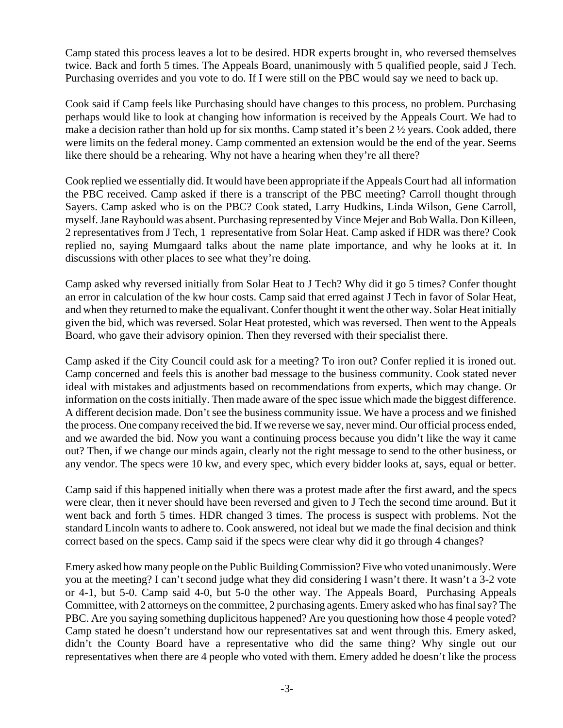Camp stated this process leaves a lot to be desired. HDR experts brought in, who reversed themselves twice. Back and forth 5 times. The Appeals Board, unanimously with 5 qualified people, said J Tech. Purchasing overrides and you vote to do. If I were still on the PBC would say we need to back up.

Cook said if Camp feels like Purchasing should have changes to this process, no problem. Purchasing perhaps would like to look at changing how information is received by the Appeals Court. We had to make a decision rather than hold up for six months. Camp stated it's been 2 ½ years. Cook added, there were limits on the federal money. Camp commented an extension would be the end of the year. Seems like there should be a rehearing. Why not have a hearing when they're all there?

Cook replied we essentially did. It would have been appropriate if the Appeals Court had all information the PBC received. Camp asked if there is a transcript of the PBC meeting? Carroll thought through Sayers. Camp asked who is on the PBC? Cook stated, Larry Hudkins, Linda Wilson, Gene Carroll, myself. Jane Raybould was absent. Purchasing represented by Vince Mejer and Bob Walla. Don Killeen, 2 representatives from J Tech, 1 representative from Solar Heat. Camp asked if HDR was there? Cook replied no, saying Mumgaard talks about the name plate importance, and why he looks at it. In discussions with other places to see what they're doing.

Camp asked why reversed initially from Solar Heat to J Tech? Why did it go 5 times? Confer thought an error in calculation of the kw hour costs. Camp said that erred against J Tech in favor of Solar Heat, and when they returned to make the equalivant. Confer thought it went the other way. Solar Heat initially given the bid, which was reversed. Solar Heat protested, which was reversed. Then went to the Appeals Board, who gave their advisory opinion. Then they reversed with their specialist there.

Camp asked if the City Council could ask for a meeting? To iron out? Confer replied it is ironed out. Camp concerned and feels this is another bad message to the business community. Cook stated never ideal with mistakes and adjustments based on recommendations from experts, which may change. Or information on the costs initially. Then made aware of the spec issue which made the biggest difference. A different decision made. Don't see the business community issue. We have a process and we finished the process. One company received the bid. If we reverse we say, never mind. Our official process ended, and we awarded the bid. Now you want a continuing process because you didn't like the way it came out? Then, if we change our minds again, clearly not the right message to send to the other business, or any vendor. The specs were 10 kw, and every spec, which every bidder looks at, says, equal or better.

Camp said if this happened initially when there was a protest made after the first award, and the specs were clear, then it never should have been reversed and given to J Tech the second time around. But it went back and forth 5 times. HDR changed 3 times. The process is suspect with problems. Not the standard Lincoln wants to adhere to. Cook answered, not ideal but we made the final decision and think correct based on the specs. Camp said if the specs were clear why did it go through 4 changes?

Emery asked how many people on the Public Building Commission? Five who voted unanimously. Were you at the meeting? I can't second judge what they did considering I wasn't there. It wasn't a 3-2 vote or 4-1, but 5-0. Camp said 4-0, but 5-0 the other way. The Appeals Board, Purchasing Appeals Committee, with 2 attorneys on the committee, 2 purchasing agents. Emery asked who has final say? The PBC. Are you saying something duplicitous happened? Are you questioning how those 4 people voted? Camp stated he doesn't understand how our representatives sat and went through this. Emery asked, didn't the County Board have a representative who did the same thing? Why single out our representatives when there are 4 people who voted with them. Emery added he doesn't like the process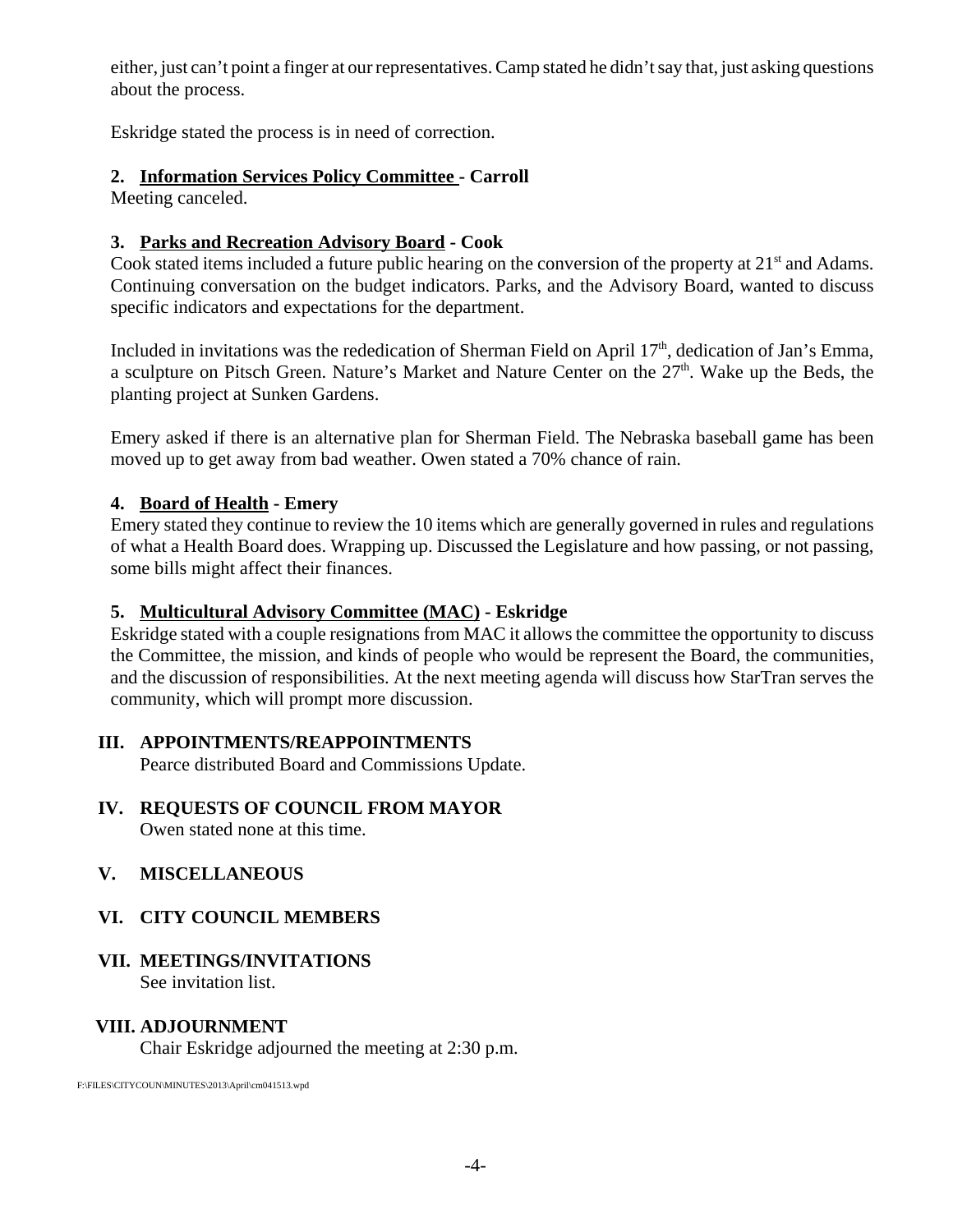either, just can't point a finger at our representatives. Camp stated he didn't say that, just asking questions about the process.

Eskridge stated the process is in need of correction.

**2. Information Services Policy Committee - Carroll**

Meeting canceled.

**3. Parks and Recreation Advisory Board - Cook**

Cook stated items included a future public hearing on the conversion of the property at 21st and Adams. Continuing conversation on the budget indicators. Parks, and the Advisory Board, wanted to discuss specific indicators and expectations for the department.

Included in invitations was the rededication of Sherman Field on April 17th, dedication of Jan's Emma, a sculpture on Pitsch Green. Nature's Market and Nature Center on the 27th. Wake up the Beds, the planting project at Sunken Gardens.

Emery asked if there is an alternative plan for Sherman Field. The Nebraska baseball game has been moved up to get away from bad weather. Owen stated a 70% chance of rain.

**4. Board of Health - Emery**

Emery stated they continue to review the 10 items which are generally governed in rules and regulations of what a Health Board does. Wrapping up. Discussed the Legislature and how passing, or not passing, some bills might affect their finances.

**5. Multicultural Advisory Committee (MAC) - Eskridge**

Eskridge stated with a couple resignations from MAC it allows the committee the opportunity to discuss the Committee, the mission, and kinds of people who would be represent the Board, the communities, and the discussion of responsibilities. At the next meeting agenda will discuss how StarTran serves the community, which will prompt more discussion.

## III. APPOINTMENTS/REAPPOINTMENTS

Pearce distributed Board and Commissions Update.

## IV. REQUESTS OF COUNCIL FROM MAYOR

Owen stated none at this time.

## V. MISCELLANEOUS

## VI. CITY COUNCIL MEMBERS

## VII. MEETINGS/INVITATIONS

See invitation list.

## VIII. ADJOURNMENT

Chair Eskridge adjourned the meeting at 2:30 p.m.

F:\FILES\CITYCOUN\MINUTES\2013\April\cm041513.wpd